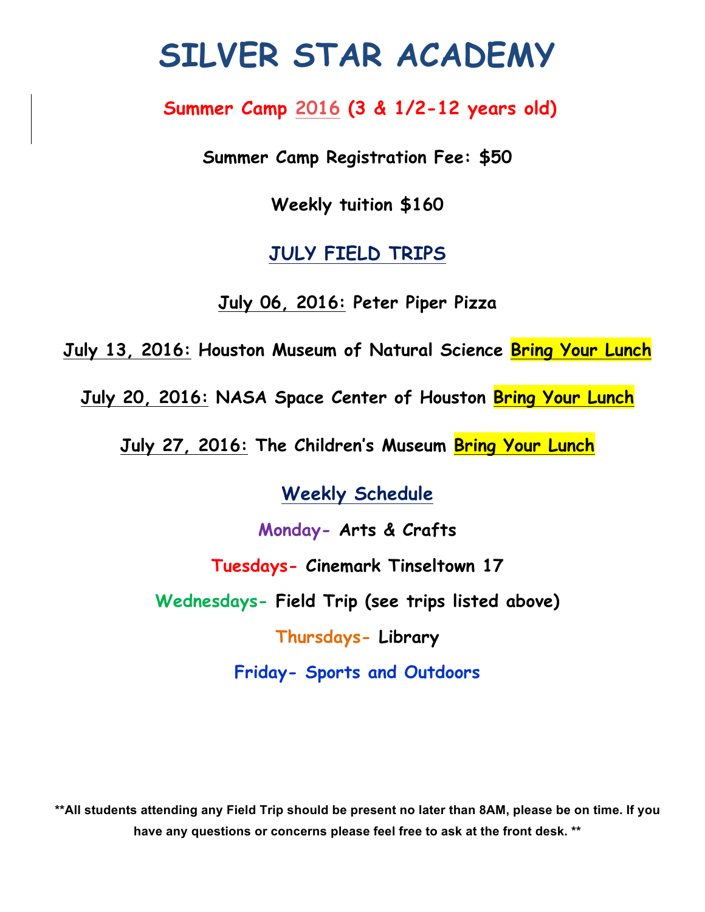# SILVER STAR ACADEMY

## Summer Camp 2016 (3 & 1/2-12 years old)

**Summer Camp Registration Fee: $50**

**Weekly tuition $160**

## JULY FIELD TRIPS

**July 06, 2016: Peter Piper Pizza**

**July 13, 2016: Houston Museum of Natural Science Bring Your Lunch**

**July 20, 2016: NASA Space Center of Houston Bring Your Lunch**

**July 27, 2016: The Children's Museum Bring Your Lunch**

## Weekly Schedule

**Monday- Arts & Crafts**

**Tuesdays- Cinemark Tinseltown 17**

**Wednesdays- Field Trip (see trips listed above)**

**Thursdays- Library**

**Friday- Sports and Outdoors**

**\*\*All students attending any Field Trip should be present no later than 8AM, please be on time. If you have any questions or concerns please feel free to ask at the front desk. \*\***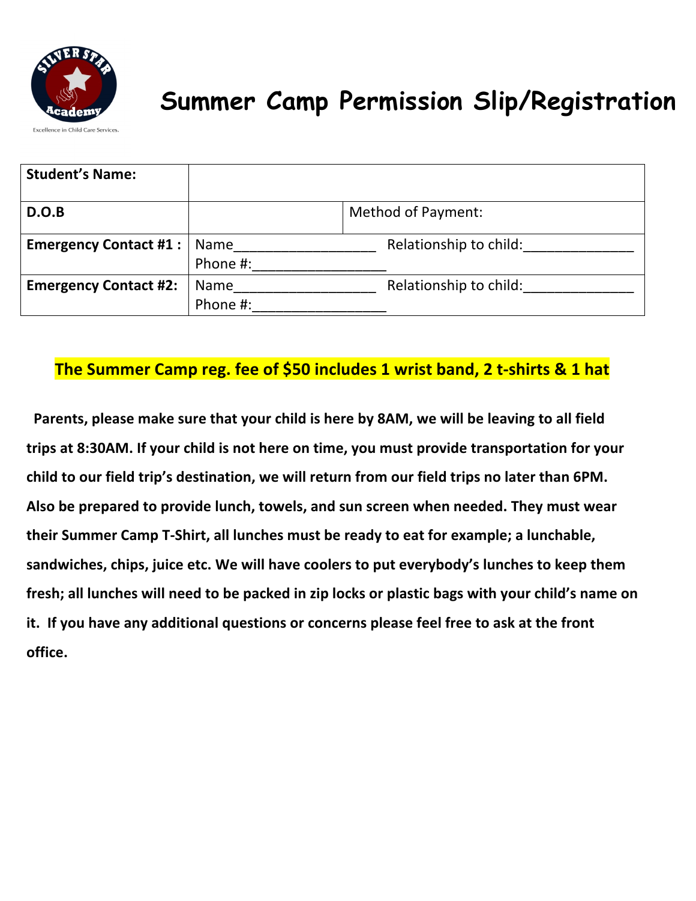Silver Star Academy
Excellence in Child Care Services.

# Summer Camp Permission Slip/Registration

| **Student's Name:** | | |
|---|---|---|
| **D.O.B** | | Method of Payment: |
| **Emergency Contact #1 :** | Name__________________ Phone #:_________________ | Relationship to child:______________ |
| **Emergency Contact #2:** | Name__________________ Phone #:_________________ | Relationship to child:______________ |

**The Summer Camp reg. fee of $50 includes 1 wrist band, 2 t-shirts & 1 hat**

**Parents, please make sure that your child is here by 8AM, we will be leaving to all field trips at 8:30AM. If your child is not here on time, you must provide transportation for your child to our field trip's destination, we will return from our field trips no later than 6PM. Also be prepared to provide lunch, towels, and sun screen when needed. They must wear their Summer Camp T-Shirt, all lunches must be ready to eat for example; a lunchable, sandwiches, chips, juice etc. We will have coolers to put everybody's lunches to keep them fresh; all lunches will need to be packed in zip locks or plastic bags with your child's name on it. If you have any additional questions or concerns please feel free to ask at the front office.**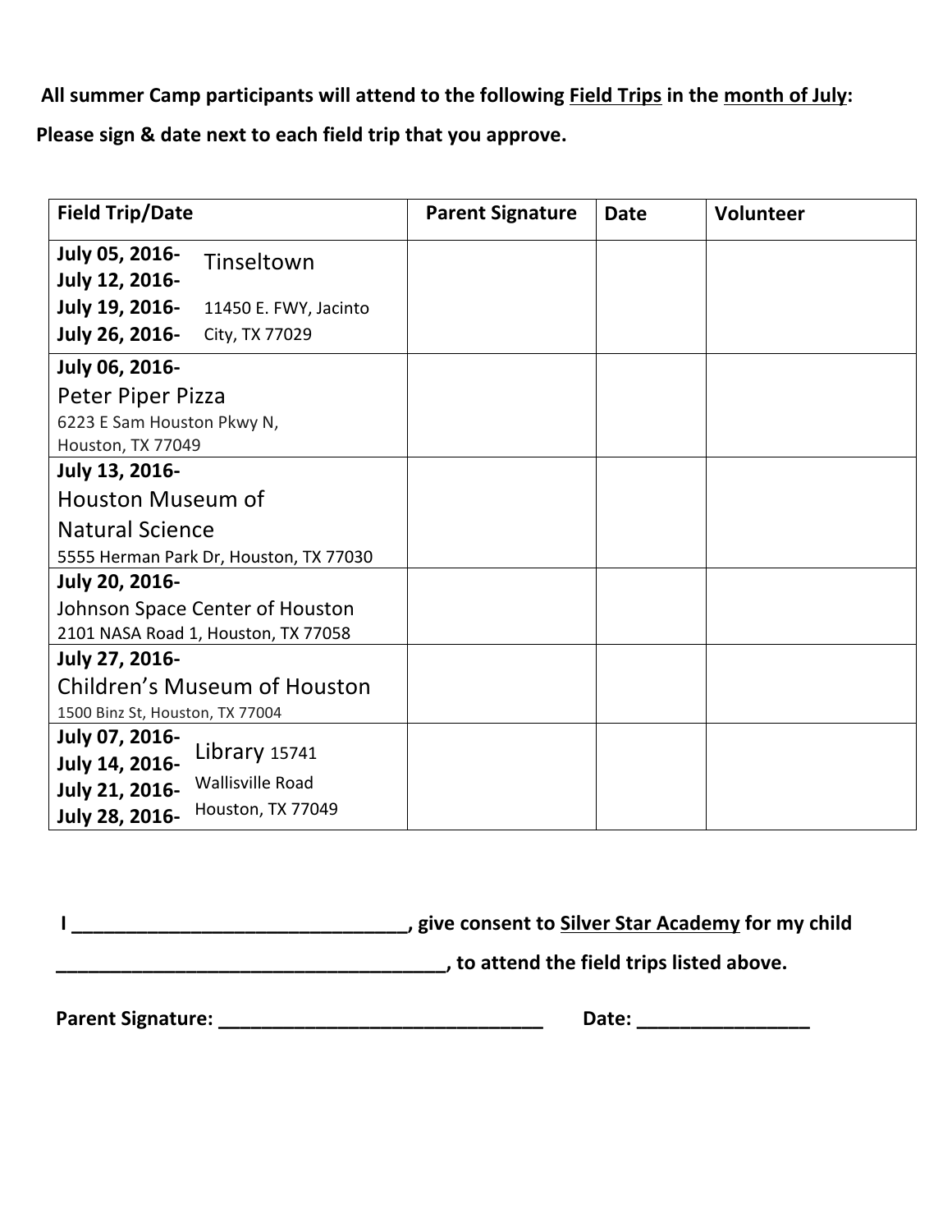**All summer Camp participants will attend to the following Field Trips in the month of July:**

**Please sign & date next to each field trip that you approve.**

| Field Trip/Date | Parent Signature | Date | Volunteer |
|---|---|---|---|
| **July 05, 2016-** **July 12, 2016-** **July 19, 2016-** **July 26, 2016-** Tinseltown 11450 E. FWY, Jacinto City, TX 77029 | | | |
| **July 06, 2016-** Peter Piper Pizza 6223 E Sam Houston Pkwy N, Houston, TX 77049 | | | |
| **July 13, 2016-** Houston Museum of Natural Science 5555 Herman Park Dr, Houston, TX 77030 | | | |
| **July 20, 2016-** Johnson Space Center of Houston 2101 NASA Road 1, Houston, TX 77058 | | | |
| **July 27, 2016-** Children's Museum of Houston 1500 Binz St, Houston, TX 77004 | | | |
| **July 07, 2016-** **July 14, 2016-** **July 21, 2016-** **July 28, 2016-** Library 15741 Wallisville Road Houston, TX 77049 | | | |

**I ________________________________, give consent to Silver Star Academy for my child ______________________________________, to attend the field trips listed above.**

**Parent Signature: ________________________________ Date: ________________**